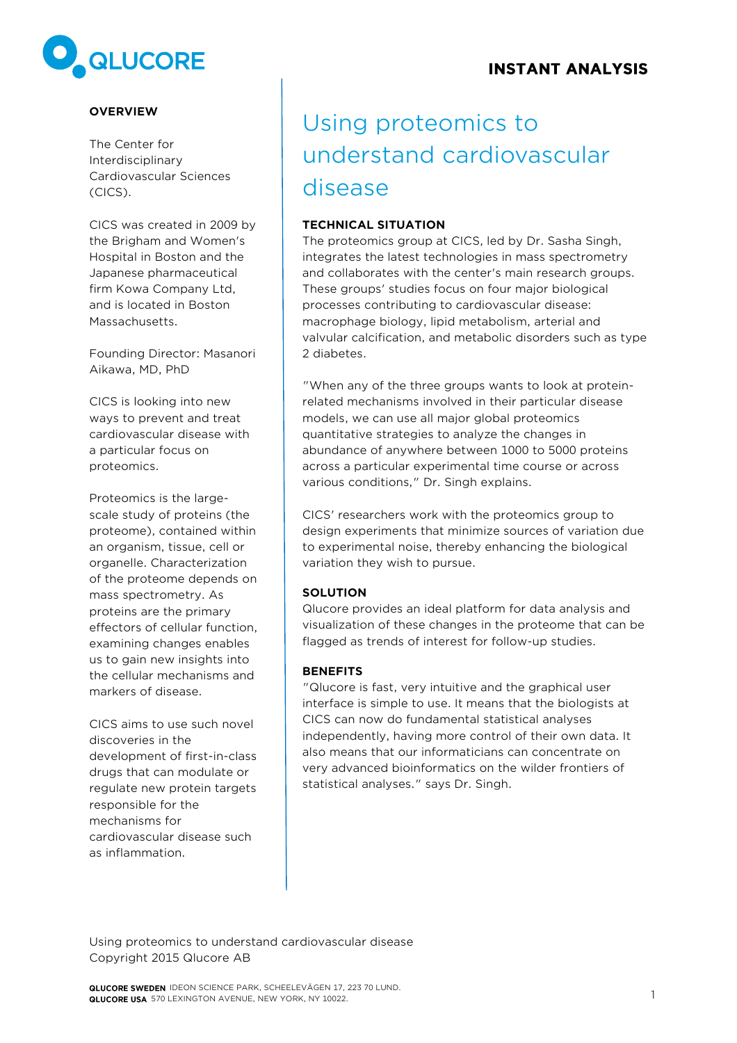QLUCORE

**INSTANT ANALYSIS**

## OVERVIEW

The Center for Interdisciplinary Cardiovascular Sciences (CICS).

CICS was created in 2009 by the Brigham and Women's Hospital in Boston and the Japanese pharmaceutical firm Kowa Company Ltd, and is located in Boston Massachusetts.

Founding Director: Masanori Aikawa, MD, PhD

CICS is looking into new ways to prevent and treat cardiovascular disease with a particular focus on proteomics.

Proteomics is the large-scale study of proteins (the proteome), contained within an organism, tissue, cell or organelle. Characterization of the proteome depends on mass spectrometry. As proteins are the primary effectors of cellular function, examining changes enables us to gain new insights into the cellular mechanisms and markers of disease.

CICS aims to use such novel discoveries in the development of first-in-class drugs that can modulate or regulate new protein targets responsible for the mechanisms for cardiovascular disease such as inflammation.

# Using proteomics to understand cardiovascular disease

## TECHNICAL SITUATION

The proteomics group at CICS, led by Dr. Sasha Singh, integrates the latest technologies in mass spectrometry and collaborates with the center's main research groups. These groups' studies focus on four major biological processes contributing to cardiovascular disease: macrophage biology, lipid metabolism, arterial and valvular calcification, and metabolic disorders such as type 2 diabetes.

"When any of the three groups wants to look at protein-related mechanisms involved in their particular disease models, we can use all major global proteomics quantitative strategies to analyze the changes in abundance of anywhere between 1000 to 5000 proteins across a particular experimental time course or across various conditions," Dr. Singh explains.

CICS' researchers work with the proteomics group to design experiments that minimize sources of variation due to experimental noise, thereby enhancing the biological variation they wish to pursue.

## SOLUTION

Qlucore provides an ideal platform for data analysis and visualization of these changes in the proteome that can be flagged as trends of interest for follow-up studies.

## BENEFITS

"Qlucore is fast, very intuitive and the graphical user interface is simple to use. It means that the biologists at CICS can now do fundamental statistical analyses independently, having more control of their own data. It also means that our informaticians can concentrate on very advanced bioinformatics on the wilder frontiers of statistical analyses." says Dr. Singh.

Using proteomics to understand cardiovascular disease
Copyright 2015 Qlucore AB

**QLUCORE SWEDEN** IDEON SCIENCE PARK, SCHEELEVÄGEN 17, 223 70 LUND.
**QLUCORE USA** 570 LEXINGTON AVENUE, NEW YORK, NY 10022.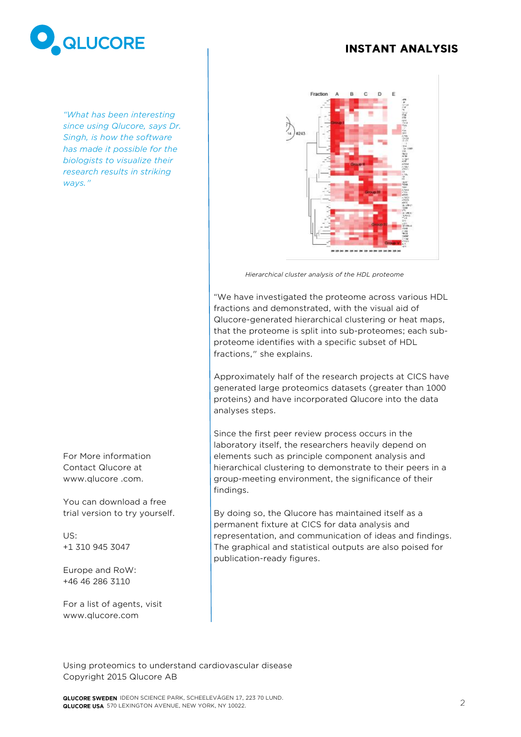## INSTANT ANALYSIS

*"What has been interesting since using Qlucore, says Dr. Singh, is how the software has made it possible for the biologists to visualize their research results in striking ways."*

Fraction A B C D E

Group I

Group II

Group III

Group IV

Group V

Hierarchical cluster analysis of the HDL proteome

"We have investigated the proteome across various HDL fractions and demonstrated, with the visual aid of Qlucore-generated hierarchical clustering or heat maps, that the proteome is split into sub-proteomes; each sub-proteome identifies with a specific subset of HDL fractions," she explains.

Approximately half of the research projects at CICS have generated large proteomics datasets (greater than 1000 proteins) and have incorporated Qlucore into the data analyses steps.

Since the first peer review process occurs in the laboratory itself, the researchers heavily depend on elements such as principle component analysis and hierarchical clustering to demonstrate to their peers in a group-meeting environment, the significance of their findings.

By doing so, the Qlucore has maintained itself as a permanent fixture at CICS for data analysis and representation, and communication of ideas and findings. The graphical and statistical outputs are also poised for publication-ready figures.

For More information Contact Qlucore at www.qlucore .com.

You can download a free trial version to try yourself.

US:
+1 310 945 3047

Europe and RoW:
+46 46 286 3110

For a list of agents, visit www.qlucore.com

Using proteomics to understand cardiovascular disease
Copyright 2015 Qlucore AB

**QLUCORE SWEDEN** IDEON SCIENCE PARK, SCHEELEVÄGEN 17, 223 70 LUND.
**QLUCORE USA** 570 LEXINGTON AVENUE, NEW YORK, NY 10022.